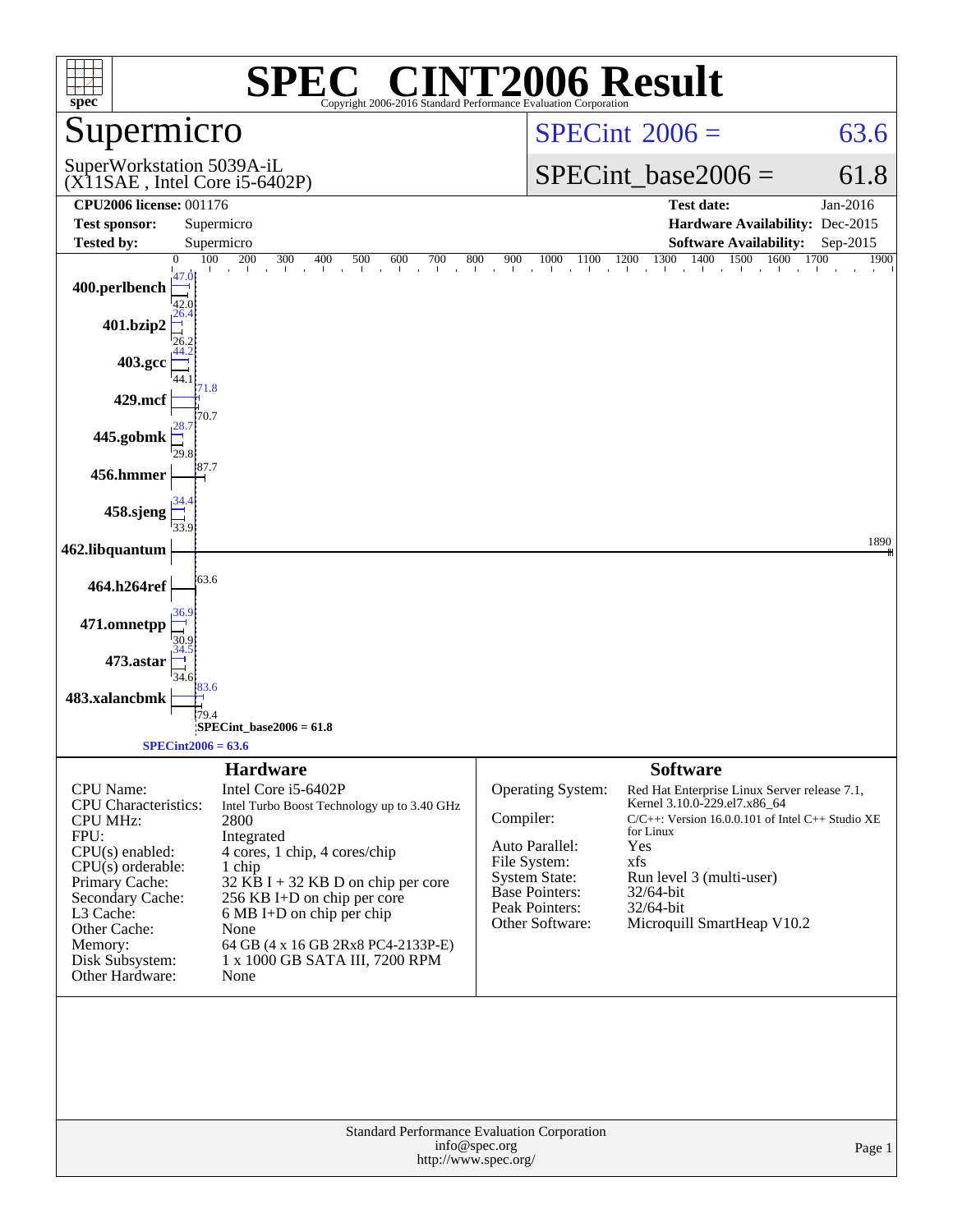# SPEC® CINT2006 Result

Copyright 2006-2016 Standard Performance Evaluation Corporation

## Supermicro

SuperWorkstation 5039A-iL
(X11SAE , Intel Core i5-6402P)

SPECint_2006 = 63.6

SPECint_base2006 = 61.8

| | | | |
|---|---|---|---|
| **CPU2006 license:** 001176 | | **Test date:** | Jan-2016 |
| **Test sponsor:** | Supermicro | **Hardware Availability:** | Dec-2015 |
| **Tested by:** | Supermicro | **Software Availability:** | Sep-2015 |

| Benchmark | Peak | Base |
|---|---|---|
| 400.perlbench | 47.0 | 42.0 |
| 401.bzip2 | 26.4 | 26.2 |
| 403.gcc | 44.2 | 44.1 |
| 429.mcf | 71.8 | 70.7 |
| 445.gobmk | 28.7 | 29.8 |
| 456.hmmer | 87.7 | |
| 458.sjeng | 34.4 | 33.9 |
| 462.libquantum | 1890 | |
| 464.h264ref | 63.6 | |
| 471.omnetpp | 36.9 | 30.9 |
| 473.astar | 34.5 | 34.6 |
| 483.xalancbmk | 83.6 | 79.4 |

SPECint_base2006 = 61.8

SPECint2006 = 63.6

### Hardware

| | |
|---|---|
| CPU Name: | Intel Core i5-6402P |
| CPU Characteristics: | Intel Turbo Boost Technology up to 3.40 GHz |
| CPU MHz: | 2800 |
| FPU: | Integrated |
| CPU(s) enabled: | 4 cores, 1 chip, 4 cores/chip |
| CPU(s) orderable: | 1 chip |
| Primary Cache: | 32 KB I + 32 KB D on chip per core |
| Secondary Cache: | 256 KB I+D on chip per core |
| L3 Cache: | 6 MB I+D on chip per chip |
| Other Cache: | None |
| Memory: | 64 GB (4 x 16 GB 2Rx8 PC4-2133P-E) |
| Disk Subsystem: | 1 x 1000 GB SATA III, 7200 RPM |
| Other Hardware: | None |

### Software

| | |
|---|---|
| Operating System: | Red Hat Enterprise Linux Server release 7.1, Kernel 3.10.0-229.el7.x86_64 |
| Compiler: | C/C++: Version 16.0.0.101 of Intel C++ Studio XE for Linux |
| Auto Parallel: | Yes |
| File System: | xfs |
| System State: | Run level 3 (multi-user) |
| Base Pointers: | 32/64-bit |
| Peak Pointers: | 32/64-bit |
| Other Software: | Microquill SmartHeap V10.2 |

Standard Performance Evaluation Corporation
info@spec.org
http://www.spec.org/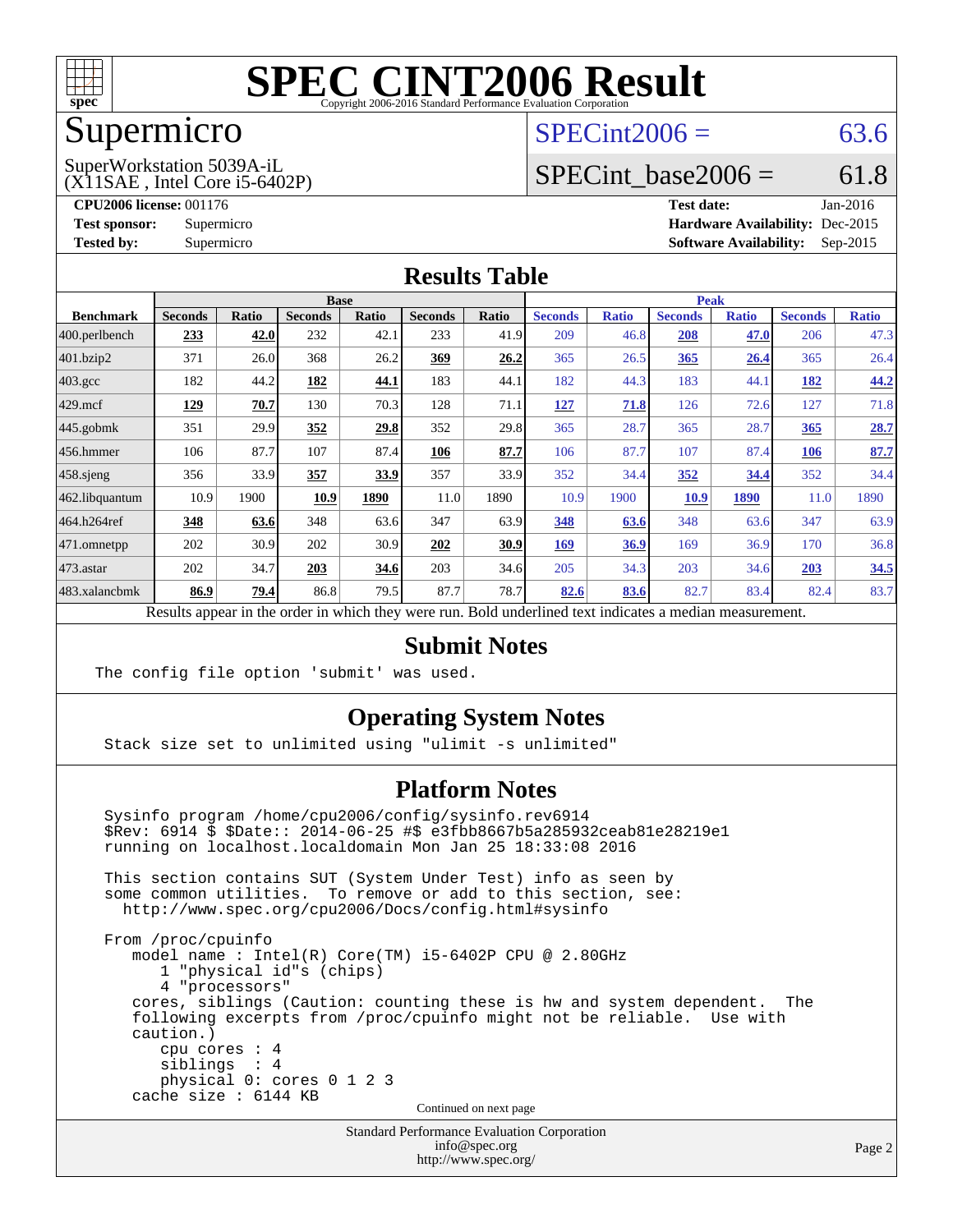# SPEC CINT2006 Result

Copyright 2006-2016 Standard Performance Evaluation Corporation

## Supermicro

SuperWorkstation 5039A-iL
(X11SAE , Intel Core i5-6402P)

SPECint2006 = 63.6

SPECint_base2006 = 61.8

**CPU2006 license:** 001176
**Test sponsor:** Supermicro
**Tested by:** Supermicro

**Test date:** Jan-2016
**Hardware Availability:** Dec-2015
**Software Availability:** Sep-2015

## Results Table

| Benchmark | Base | | | | | | Peak | | | | | |
|---|---|---|---|---|---|---|---|---|---|---|---|---|
| | Seconds | Ratio | Seconds | Ratio | Seconds | Ratio | Seconds | Ratio | Seconds | Ratio | Seconds | Ratio |
| 400.perlbench | **233** | **42.0** | 232 | 42.1 | 233 | 41.9 | 209 | 46.8 | **208** | **47.0** | 206 | 47.3 |
| 401.bzip2 | 371 | 26.0 | 368 | 26.2 | **369** | **26.2** | 365 | 26.5 | **365** | **26.4** | 365 | 26.4 |
| 403.gcc | 182 | 44.2 | **182** | **44.1** | 183 | 44.1 | 182 | 44.3 | 183 | 44.1 | **182** | **44.2** |
| 429.mcf | **129** | **70.7** | 130 | 70.3 | 128 | 71.1 | **127** | **71.8** | 126 | 72.6 | 127 | 71.8 |
| 445.gobmk | 351 | 29.9 | **352** | **29.8** | 352 | 29.8 | 365 | 28.7 | 365 | 28.7 | **365** | **28.7** |
| 456.hmmer | 106 | 87.7 | 107 | 87.4 | **106** | **87.7** | 106 | 87.7 | 107 | 87.4 | **106** | **87.7** |
| 458.sjeng | 356 | 33.9 | **357** | **33.9** | 357 | 33.9 | 352 | 34.4 | **352** | **34.4** | 352 | 34.4 |
| 462.libquantum | 10.9 | 1900 | **10.9** | **1890** | 11.0 | 1890 | 10.9 | 1900 | **10.9** | **1890** | 11.0 | 1890 |
| 464.h264ref | **348** | **63.6** | 348 | 63.6 | 347 | 63.9 | **348** | **63.6** | 348 | 63.6 | 347 | 63.9 |
| 471.omnetpp | 202 | 30.9 | 202 | 30.9 | **202** | **30.9** | **169** | **36.9** | 169 | 36.9 | 170 | 36.8 |
| 473.astar | 202 | 34.7 | **203** | **34.6** | 203 | 34.6 | 205 | 34.3 | 203 | 34.6 | **203** | **34.5** |
| 483.xalancbmk | **86.9** | **79.4** | 86.8 | 79.5 | 87.7 | 78.7 | **82.6** | **83.6** | 82.7 | 83.4 | 82.4 | 83.7 |

Results appear in the order in which they were run. Bold underlined text indicates a median measurement.

## Submit Notes

```
The config file option 'submit' was used.
```

## Operating System Notes

```
Stack size set to unlimited using "ulimit -s unlimited"
```

## Platform Notes

```
Sysinfo program /home/cpu2006/config/sysinfo.rev6914
$Rev: 6914 $ $Date:: 2014-06-25 #$ e3fbb8667b5a285932ceab81e28219e1
running on localhost.localdomain Mon Jan 25 18:33:08 2016

This section contains SUT (System Under Test) info as seen by
some common utilities.  To remove or add to this section, see:
  http://www.spec.org/cpu2006/Docs/config.html#sysinfo

From /proc/cpuinfo
   model name : Intel(R) Core(TM) i5-6402P CPU @ 2.80GHz
      1 "physical id"s (chips)
      4 "processors"
   cores, siblings (Caution: counting these is hw and system dependent.  The
   following excerpts from /proc/cpuinfo might not be reliable.  Use with
   caution.)
      cpu cores : 4
      siblings  : 4
      physical 0: cores 0 1 2 3
   cache size : 6144 KB
```

Continued on next page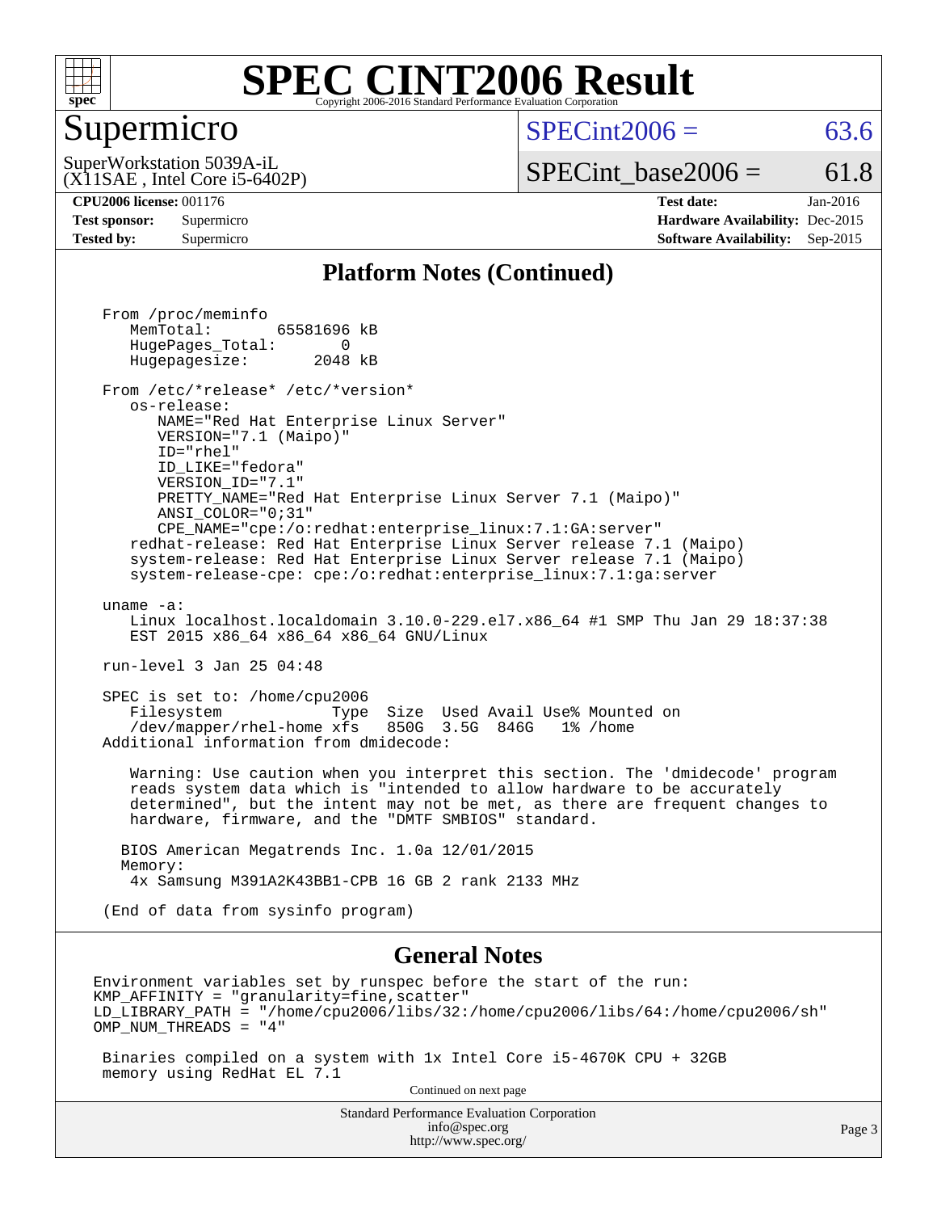# SPEC CINT2006 Result

Copyright 2006-2016 Standard Performance Evaluation Corporation

## Supermicro

SuperWorkstation 5039A-iL
(X11SAE , Intel Core i5-6402P)

SPECint2006 = 63.6

SPECint_base2006 = 61.8

| | | | |
|---|---|---|---|
| **CPU2006 license:** 001176 | | **Test date:** | Jan-2016 |
| **Test sponsor:** | Supermicro | **Hardware Availability:** | Dec-2015 |
| **Tested by:** | Supermicro | **Software Availability:** | Sep-2015 |

### Platform Notes (Continued)

```
From /proc/meminfo
   MemTotal:       65581696 kB
   HugePages_Total:       0
   Hugepagesize:       2048 kB

From /etc/*release* /etc/*version*
   os-release:
      NAME="Red Hat Enterprise Linux Server"
      VERSION="7.1 (Maipo)"
      ID="rhel"
      ID_LIKE="fedora"
      VERSION_ID="7.1"
      PRETTY_NAME="Red Hat Enterprise Linux Server 7.1 (Maipo)"
      ANSI_COLOR="0;31"
      CPE_NAME="cpe:/o:redhat:enterprise_linux:7.1:GA:server"
   redhat-release: Red Hat Enterprise Linux Server release 7.1 (Maipo)
   system-release: Red Hat Enterprise Linux Server release 7.1 (Maipo)
   system-release-cpe: cpe:/o:redhat:enterprise_linux:7.1:ga:server

uname -a:
   Linux localhost.localdomain 3.10.0-229.el7.x86_64 #1 SMP Thu Jan 29 18:37:38
   EST 2015 x86_64 x86_64 x86_64 GNU/Linux

run-level 3 Jan 25 04:48

SPEC is set to: /home/cpu2006
   Filesystem            Type  Size  Used Avail Use% Mounted on
   /dev/mapper/rhel-home xfs   850G  3.5G  846G   1% /home
Additional information from dmidecode:

   Warning: Use caution when you interpret this section. The 'dmidecode' program
   reads system data which is "intended to allow hardware to be accurately
   determined", but the intent may not be met, as there are frequent changes to
   hardware, firmware, and the "DMTF SMBIOS" standard.

  BIOS American Megatrends Inc. 1.0a 12/01/2015
  Memory:
   4x Samsung M391A2K43BB1-CPB 16 GB 2 rank 2133 MHz

(End of data from sysinfo program)
```

### General Notes

```
Environment variables set by runspec before the start of the run:
KMP_AFFINITY = "granularity=fine,scatter"
LD_LIBRARY_PATH = "/home/cpu2006/libs/32:/home/cpu2006/libs/64:/home/cpu2006/sh"
OMP_NUM_THREADS = "4"

 Binaries compiled on a system with 1x Intel Core i5-4670K CPU + 32GB
 memory using RedHat EL 7.1
```

Continued on next page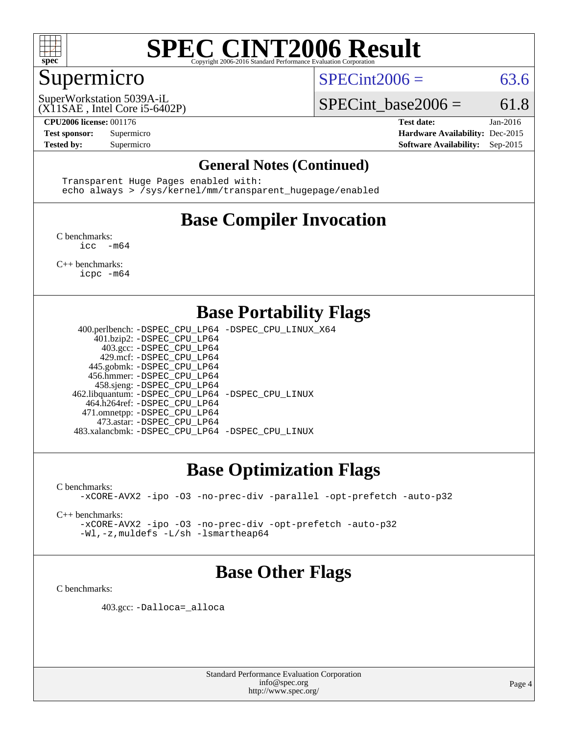# SPEC CINT2006 Result

Copyright 2006-2016 Standard Performance Evaluation Corporation

## Supermicro

SuperWorkstation 5039A-iL
(X11SAE , Intel Core i5-6402P)

SPECint2006 = 63.6

SPECint_base2006 = 61.8

| | | | |
|---|---|---|---|
| **CPU2006 license:** 001176 | | **Test date:** | Jan-2016 |
| **Test sponsor:** | Supermicro | **Hardware Availability:** | Dec-2015 |
| **Tested by:** | Supermicro | **Software Availability:** | Sep-2015 |

### General Notes (Continued)

```
Transparent Huge Pages enabled with:
echo always > /sys/kernel/mm/transparent_hugepage/enabled
```

## Base Compiler Invocation

C benchmarks:
```
icc  -m64
```

C++ benchmarks:
```
icpc -m64
```

## Base Portability Flags

| | |
|---|---|
| 400.perlbench: | -DSPEC_CPU_LP64 -DSPEC_CPU_LINUX_X64 |
| 401.bzip2: | -DSPEC_CPU_LP64 |
| 403.gcc: | -DSPEC_CPU_LP64 |
| 429.mcf: | -DSPEC_CPU_LP64 |
| 445.gobmk: | -DSPEC_CPU_LP64 |
| 456.hmmer: | -DSPEC_CPU_LP64 |
| 458.sjeng: | -DSPEC_CPU_LP64 |
| 462.libquantum: | -DSPEC_CPU_LP64 -DSPEC_CPU_LINUX |
| 464.h264ref: | -DSPEC_CPU_LP64 |
| 471.omnetpp: | -DSPEC_CPU_LP64 |
| 473.astar: | -DSPEC_CPU_LP64 |
| 483.xalancbmk: | -DSPEC_CPU_LP64 -DSPEC_CPU_LINUX |

## Base Optimization Flags

C benchmarks:
```
-xCORE-AVX2 -ipo -O3 -no-prec-div -parallel -opt-prefetch -auto-p32
```

C++ benchmarks:
```
-xCORE-AVX2 -ipo -O3 -no-prec-div -opt-prefetch -auto-p32
-Wl,-z,muldefs -L/sh -lsmartheap64
```

## Base Other Flags

C benchmarks:

403.gcc: -Dalloca=_alloca

Standard Performance Evaluation Corporation
info@spec.org
http://www.spec.org/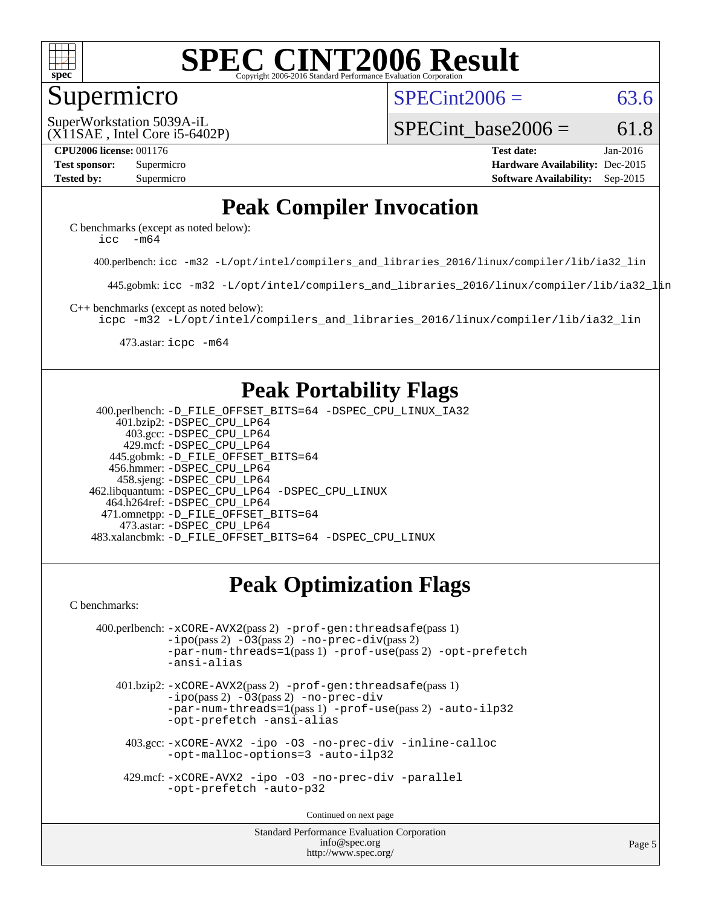# SPEC CINT2006 Result

Copyright 2006-2016 Standard Performance Evaluation Corporation

## Supermicro

SuperWorkstation 5039A-iL
(X11SAE , Intel Core i5-6402P)

SPECint2006 = 63.6

SPECint_base2006 = 61.8

| | | | |
|---|---|---|---|
| **CPU2006 license:** 001176 | | **Test date:** | Jan-2016 |
| **Test sponsor:** | Supermicro | **Hardware Availability:** | Dec-2015 |
| **Tested by:** | Supermicro | **Software Availability:** | Sep-2015 |

## Peak Compiler Invocation

C benchmarks (except as noted below):
`icc -m64`

400.perlbench: `icc -m32 -L/opt/intel/compilers_and_libraries_2016/linux/compiler/lib/ia32_lin`

445.gobmk: `icc -m32 -L/opt/intel/compilers_and_libraries_2016/linux/compiler/lib/ia32_lin`

C++ benchmarks (except as noted below):
`icpc -m32 -L/opt/intel/compilers_and_libraries_2016/linux/compiler/lib/ia32_lin`

473.astar: `icpc -m64`

## Peak Portability Flags

400.perlbench: -D_FILE_OFFSET_BITS=64 -DSPEC_CPU_LINUX_IA32
401.bzip2: -DSPEC_CPU_LP64
403.gcc: -DSPEC_CPU_LP64
429.mcf: -DSPEC_CPU_LP64
445.gobmk: -D_FILE_OFFSET_BITS=64
456.hmmer: -DSPEC_CPU_LP64
458.sjeng: -DSPEC_CPU_LP64
462.libquantum: -DSPEC_CPU_LP64 -DSPEC_CPU_LINUX
464.h264ref: -DSPEC_CPU_LP64
471.omnetpp: -D_FILE_OFFSET_BITS=64
473.astar: -DSPEC_CPU_LP64
483.xalancbmk: -D_FILE_OFFSET_BITS=64 -DSPEC_CPU_LINUX

## Peak Optimization Flags

C benchmarks:

400.perlbench: -xCORE-AVX2(pass 2) -prof-gen:threadsafe(pass 1) -ipo(pass 2) -O3(pass 2) -no-prec-div(pass 2) -par-num-threads=1(pass 1) -prof-use(pass 2) -opt-prefetch -ansi-alias

401.bzip2: -xCORE-AVX2(pass 2) -prof-gen:threadsafe(pass 1) -ipo(pass 2) -O3(pass 2) -no-prec-div -par-num-threads=1(pass 1) -prof-use(pass 2) -auto-ilp32 -opt-prefetch -ansi-alias

403.gcc: -xCORE-AVX2 -ipo -O3 -no-prec-div -inline-calloc -opt-malloc-options=3 -auto-ilp32

429.mcf: -xCORE-AVX2 -ipo -O3 -no-prec-div -parallel -opt-prefetch -auto-p32

Continued on next page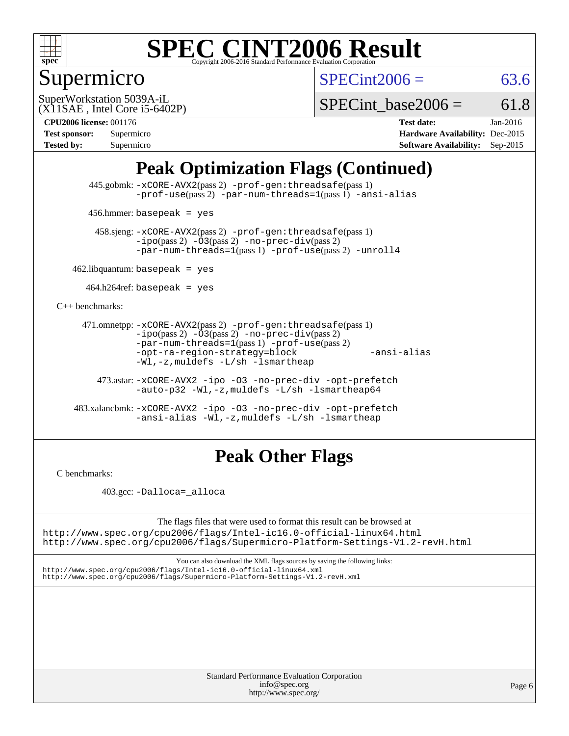# SPEC CINT2006 Result

Copyright 2006-2016 Standard Performance Evaluation Corporation

## Supermicro

SuperWorkstation 5039A-iL
(X11SAE , Intel Core i5-6402P)

SPECint2006 = 63.6

SPECint_base2006 = 61.8

| | | | |
|---|---|---|---|
| **CPU2006 license:** 001176 | | **Test date:** | Jan-2016 |
| **Test sponsor:** | Supermicro | **Hardware Availability:** | Dec-2015 |
| **Tested by:** | Supermicro | **Software Availability:** | Sep-2015 |

## Peak Optimization Flags (Continued)

445.gobmk: -xCORE-AVX2(pass 2) -prof-gen:threadsafe(pass 1) -prof-use(pass 2) -par-num-threads=1(pass 1) -ansi-alias

456.hmmer: basepeak = yes

458.sjeng: -xCORE-AVX2(pass 2) -prof-gen:threadsafe(pass 1) -ipo(pass 2) -O3(pass 2) -no-prec-div(pass 2) -par-num-threads=1(pass 1) -prof-use(pass 2) -unroll4

462.libquantum: basepeak = yes

464.h264ref: basepeak = yes

C++ benchmarks:

471.omnetpp: -xCORE-AVX2(pass 2) -prof-gen:threadsafe(pass 1) -ipo(pass 2) -O3(pass 2) -no-prec-div(pass 2) -par-num-threads=1(pass 1) -prof-use(pass 2) -opt-ra-region-strategy=block -ansi-alias -Wl,-z,muldefs -L/sh -lsmartheap

473.astar: -xCORE-AVX2 -ipo -O3 -no-prec-div -opt-prefetch -auto-p32 -Wl,-z,muldefs -L/sh -lsmartheap64

483.xalancbmk: -xCORE-AVX2 -ipo -O3 -no-prec-div -opt-prefetch -ansi-alias -Wl,-z,muldefs -L/sh -lsmartheap

## Peak Other Flags

C benchmarks:

403.gcc: -Dalloca=_alloca

The flags files that were used to format this result can be browsed at
http://www.spec.org/cpu2006/flags/Intel-ic16.0-official-linux64.html
http://www.spec.org/cpu2006/flags/Supermicro-Platform-Settings-V1.2-revH.html

You can also download the XML flags sources by saving the following links:
http://www.spec.org/cpu2006/flags/Intel-ic16.0-official-linux64.xml
http://www.spec.org/cpu2006/flags/Supermicro-Platform-Settings-V1.2-revH.xml

Standard Performance Evaluation Corporation
info@spec.org
http://www.spec.org/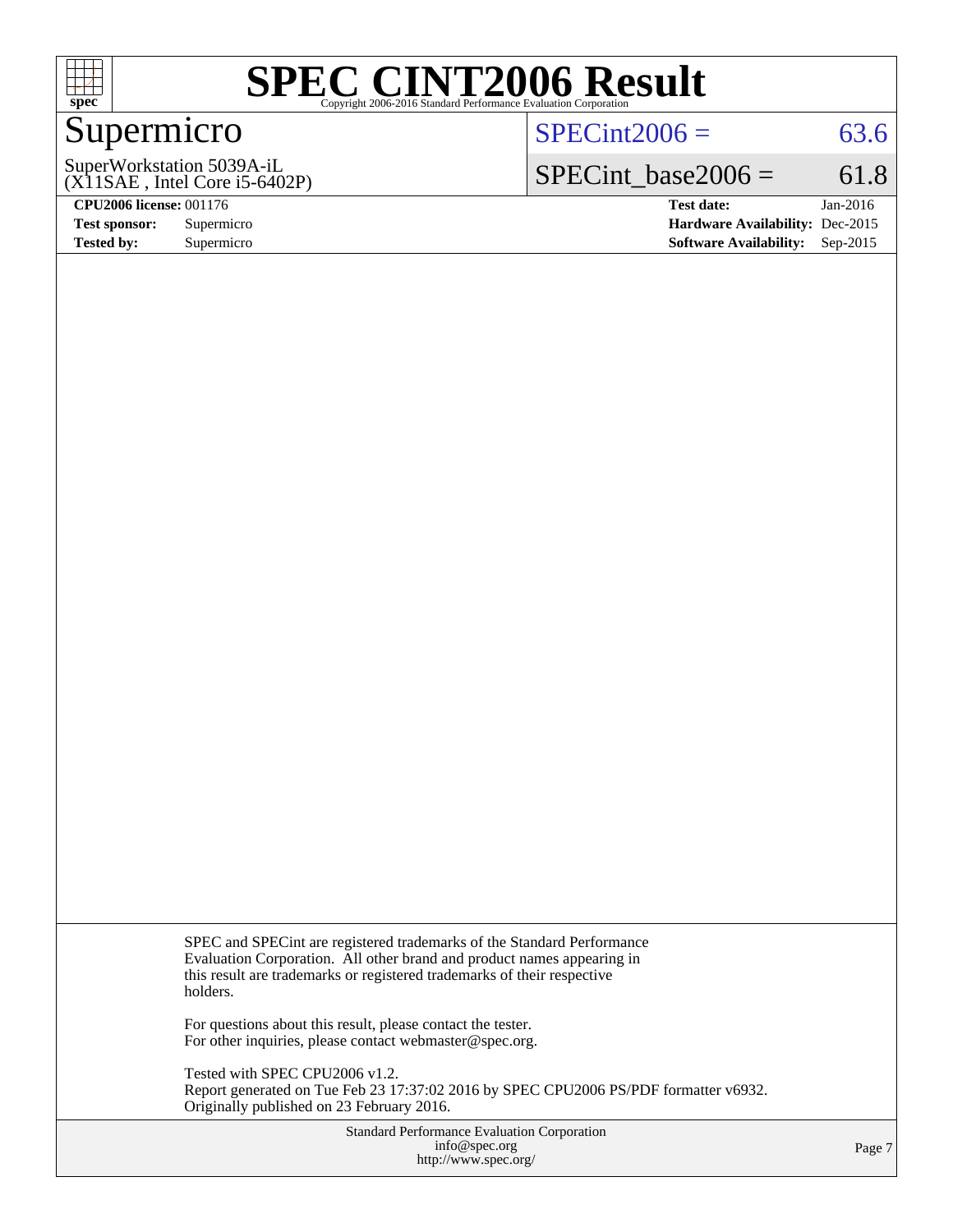SPEC and SPECint are registered trademarks of the Standard Performance Evaluation Corporation. All other brand and product names appearing in this result are trademarks or registered trademarks of their respective holders.

For questions about this result, please contact the tester.
For other inquiries, please contact webmaster@spec.org.

Tested with SPEC CPU2006 v1.2.
Report generated on Tue Feb 23 17:37:02 2016 by SPEC CPU2006 PS/PDF formatter v6932.
Originally published on 23 February 2016.